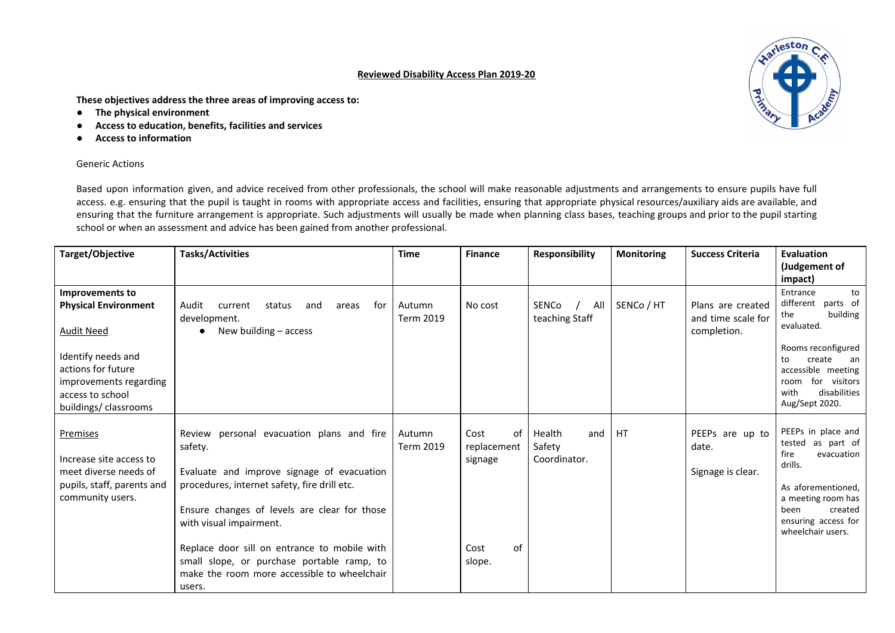## Reviewed Disability Access Plan 2019-20

**These objectives address the three areas of improving access to:**

- **The physical environment**
- **Access to education, benefits, facilities and services**
- **Access to information**

Generic Actions

Based upon information given, and advice received from other professionals, the school will make reasonable adjustments and arrangements to ensure pupils have full access. e.g. ensuring that the pupil is taught in rooms with appropriate access and facilities, ensuring that appropriate physical resources/auxiliary aids are available, and ensuring that the furniture arrangement is appropriate. Such adjustments will usually be made when planning class bases, teaching groups and prior to the pupil starting school or when an assessment and advice has been gained from another professional.

| Target/Objective | Tasks/Activities | Time | Finance | Responsibility | Monitoring | Success Criteria | Evaluation (Judgement of impact) |
|---|---|---|---|---|---|---|---|
| **Improvements to Physical Environment**<br><br>Audit Need<br><br>Identify needs and actions for future improvements regarding access to school buildings/ classrooms | Audit current status and areas for development.<br>● New building – access | Autumn Term 2019 | No cost | SENCo / All teaching Staff | SENCo / HT | Plans are created and time scale for completion. | Entrance to different parts of the building evaluated.<br><br>Rooms reconfigured to create an accessible meeting room for visitors with disabilities Aug/Sept 2020. |
| Premises<br><br>Increase site access to meet diverse needs of pupils, staff, parents and community users. | Review personal evacuation plans and fire safety.<br><br>Evaluate and improve signage of evacuation procedures, internet safety, fire drill etc.<br><br>Ensure changes of levels are clear for those with visual impairment.<br><br>Replace door sill on entrance to mobile with small slope, or purchase portable ramp, to make the room more accessible to wheelchair users. | Autumn Term 2019 | Cost of replacement signage<br><br>Cost of slope. | Health and Safety Coordinator. | HT | PEEPs are up to date.<br><br>Signage is clear. | PEEPs in place and tested as part of fire evacuation drills.<br><br>As aforementioned, a meeting room has been created ensuring access for wheelchair users. |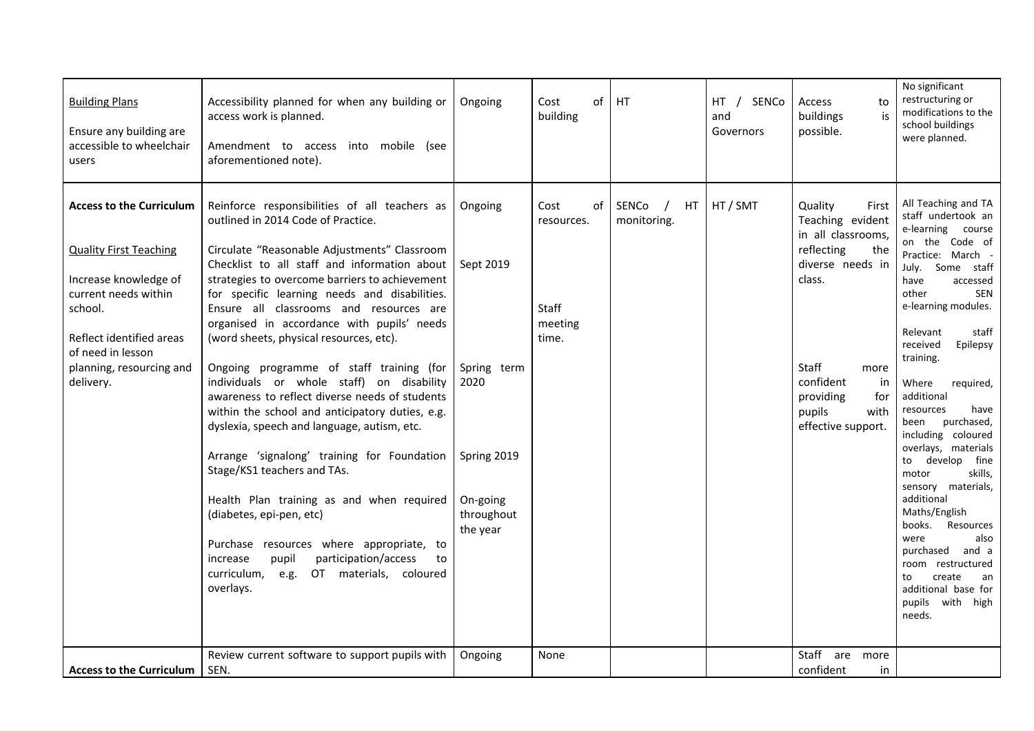| | | | | | | | |
|---|---|---|---|---|---|---|---|
| Building Plans<br><br>Ensure any building are accessible to wheelchair users | Accessibility planned for when any building or access work is planned.<br><br>Amendment to access into mobile (see aforementioned note). | Ongoing | Cost of building | HT | HT / SENCo and Governors | Access to buildings is possible. | No significant restructuring or modifications to the school buildings were planned. |
| **Access to the Curriculum**<br><br>Quality First Teaching<br><br>Increase knowledge of current needs within school.<br><br>Reflect identified areas of need in lesson planning, resourcing and delivery. | Reinforce responsibilities of all teachers as outlined in 2014 Code of Practice.<br><br>Circulate "Reasonable Adjustments" Classroom Checklist to all staff and information about strategies to overcome barriers to achievement for specific learning needs and disabilities. Ensure all classrooms and resources are organised in accordance with pupils' needs (word sheets, physical resources, etc).<br><br>Ongoing programme of staff training (for individuals or whole staff) on disability awareness to reflect diverse needs of students within the school and anticipatory duties, e.g. dyslexia, speech and language, autism, etc.<br><br>Arrange 'signalong' training for Foundation Stage/KS1 teachers and TAs.<br><br>Health Plan training as and when required (diabetes, epi-pen, etc)<br><br>Purchase resources where appropriate, to increase pupil participation/access to curriculum, e.g. OT materials, coloured overlays. | Ongoing<br><br>Sept 2019<br><br>Spring term 2020<br><br>Spring 2019<br><br>On-going throughout the year | Cost of resources.<br><br>Staff meeting time. | SENCo / HT monitoring. | HT / SMT | Quality First Teaching evident in all classrooms, reflecting the diverse needs in class.<br><br>Staff more confident in providing for pupils with effective support. | All Teaching and TA staff undertook an e-learning course on the Code of Practice: March - July. Some staff have accessed other SEN e-learning modules.<br><br>Relevant staff received Epilepsy training.<br><br>Where required, additional resources have been purchased, including coloured overlays, materials to develop fine motor skills, sensory materials, additional Maths/English books. Resources were also purchased and a room restructured to create an additional base for pupils with high needs. |
| **Access to the Curriculum** | Review current software to support pupils with SEN. | Ongoing | None | | | Staff are more confident in | |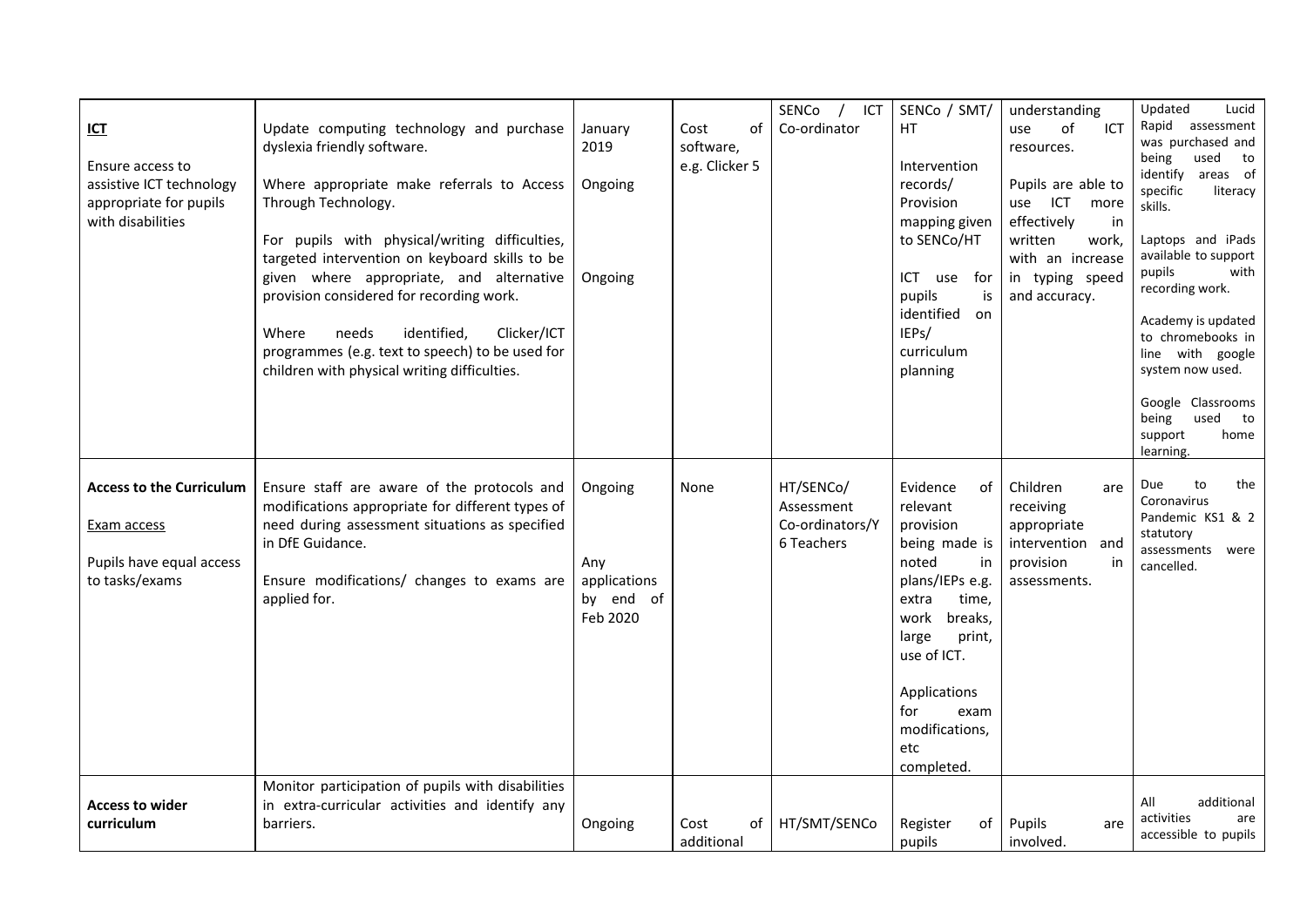| **ICT**<br><br>Ensure access to assistive ICT technology appropriate for pupils with disabilities | Update computing technology and purchase dyslexia friendly software.<br><br>Where appropriate make referrals to Access Through Technology.<br><br>For pupils with physical/writing difficulties, targeted intervention on keyboard skills to be given where appropriate, and alternative provision considered for recording work.<br><br>Where needs identified, Clicker/ICT programmes (e.g. text to speech) to be used for children with physical writing difficulties. | January 2019<br><br>Ongoing<br><br>Ongoing | Cost of software, e.g. Clicker 5 | SENCo / ICT Co-ordinator | SENCo / SMT/ HT<br><br>Intervention records/ Provision mapping given to SENCo/HT<br><br>ICT use for pupils is identified on IEPs/ curriculum planning | understanding use of ICT resources.<br><br>Pupils are able to use ICT more effectively in written work, with an increase in typing speed and accuracy. | Updated Lucid Rapid assessment was purchased and being used to identify areas of specific literacy skills.<br><br>Laptops and iPads available to support pupils with recording work.<br><br>Academy is updated to chromebooks in line with google system now used.<br><br>Google Classrooms being used to support home learning. |
|---|---|---|---|---|---|---|---|
| **Access to the Curriculum**<br><br>Exam access<br><br>Pupils have equal access to tasks/exams | Ensure staff are aware of the protocols and modifications appropriate for different types of need during assessment situations as specified in DfE Guidance.<br><br>Ensure modifications/ changes to exams are applied for. | Ongoing<br><br>Any applications by end of Feb 2020 | None | HT/SENCo/ Assessment Co-ordinators/Y 6 Teachers | Evidence of relevant provision being made is noted in plans/IEPs e.g. extra time, work breaks, large print, use of ICT.<br><br>Applications for exam modifications, etc completed. | Children are receiving appropriate intervention and provision in assessments. | Due to the Coronavirus Pandemic KS1 & 2 statutory assessments were cancelled. |
| **Access to wider curriculum** | Monitor participation of pupils with disabilities in extra-curricular activities and identify any barriers. | Ongoing | Cost of additional | HT/SMT/SENCo | Register of pupils | Pupils are involved. | All additional activities are accessible to pupils |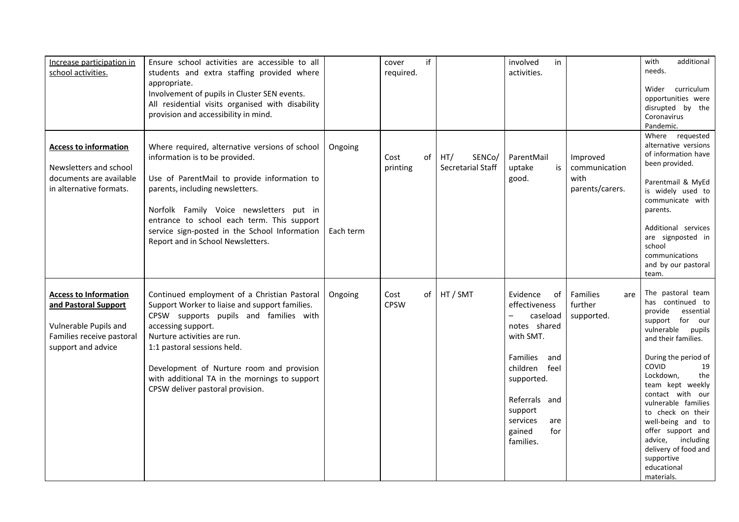| | | | | | | | |
|---|---|---|---|---|---|---|---|
| Increase participation in school activities. | Ensure school activities are accessible to all students and extra staffing provided where appropriate.<br>Involvement of pupils in Cluster SEN events.<br>All residential visits organised with disability provision and accessibility in mind. | | cover if required. | | involved in activities. | | with additional needs.<br><br>Wider curriculum opportunities were disrupted by the Coronavirus Pandemic. |
| **Access to information**<br><br>Newsletters and school documents are available in alternative formats. | Where required, alternative versions of school information is to be provided.<br><br>Use of ParentMail to provide information to parents, including newsletters.<br><br>Norfolk Family Voice newsletters put in entrance to school each term. This support service sign-posted in the School Information Report and in School Newsletters. | Ongoing<br><br>Each term | Cost of printing | HT/ SENCo/ Secretarial Staff | ParentMail uptake is good. | Improved communication with parents/carers. | Where requested alternative versions of information have been provided.<br><br>Parentmail & MyEd is widely used to communicate with parents.<br><br>Additional services are signposted in school communications and by our pastoral team. |
| **Access to Information and Pastoral Support**<br><br>Vulnerable Pupils and Families receive pastoral support and advice | Continued employment of a Christian Pastoral Support Worker to liaise and support families.<br>CPSW supports pupils and families with accessing support.<br>Nurture activities are run.<br>1:1 pastoral sessions held.<br><br>Development of Nurture room and provision with additional TA in the mornings to support CPSW deliver pastoral provision. | Ongoing | Cost of CPSW | HT / SMT | Evidence of effectiveness – caseload notes shared with SMT.<br><br>Families and children feel supported.<br><br>Referrals and support services are gained for families. | Families are further supported. | The pastoral team has continued to provide essential support for our vulnerable pupils and their families.<br><br>During the period of COVID 19 Lockdown, the team kept weekly contact with our vulnerable families to check on their well-being and to offer support and advice, including delivery of food and supportive educational materials. |